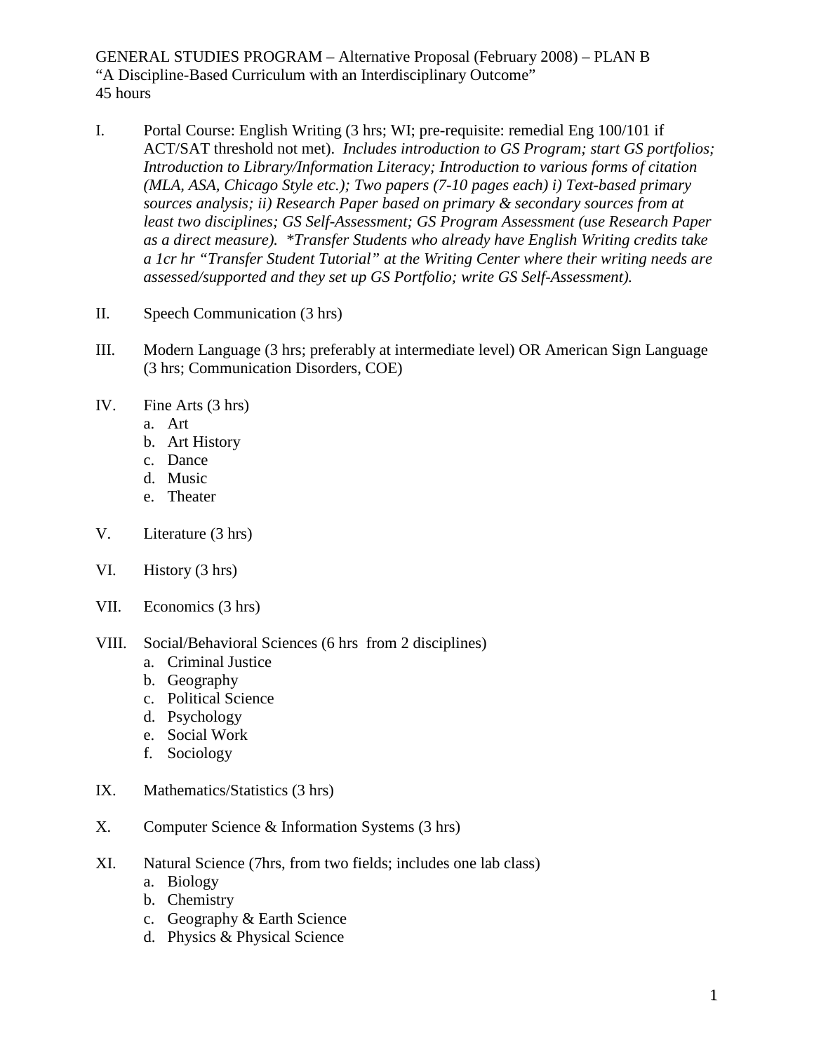GENERAL STUDIES PROGRAM – Alternative Proposal (February 2008) – PLAN B
"A Discipline-Based Curriculum with an Interdisciplinary Outcome"
45 hours

I. Portal Course: English Writing (3 hrs; WI; pre-requisite: remedial Eng 100/101 if ACT/SAT threshold not met). *Includes introduction to GS Program; start GS portfolios; Introduction to Library/Information Literacy; Introduction to various forms of citation (MLA, ASA, Chicago Style etc.); Two papers (7-10 pages each) i) Text-based primary sources analysis; ii) Research Paper based on primary & secondary sources from at least two disciplines; GS Self-Assessment; GS Program Assessment (use Research Paper as a direct measure). \*Transfer Students who already have English Writing credits take a 1cr hr "Transfer Student Tutorial" at the Writing Center where their writing needs are assessed/supported and they set up GS Portfolio; write GS Self-Assessment).*

II. Speech Communication (3 hrs)

III. Modern Language (3 hrs; preferably at intermediate level) OR American Sign Language (3 hrs; Communication Disorders, COE)

IV. Fine Arts (3 hrs)
   a. Art
   b. Art History
   c. Dance
   d. Music
   e. Theater

V. Literature (3 hrs)

VI. History (3 hrs)

VII. Economics (3 hrs)

VIII. Social/Behavioral Sciences (6 hrs from 2 disciplines)
   a. Criminal Justice
   b. Geography
   c. Political Science
   d. Psychology
   e. Social Work
   f. Sociology

IX. Mathematics/Statistics (3 hrs)

X. Computer Science & Information Systems (3 hrs)

XI. Natural Science (7hrs, from two fields; includes one lab class)
   a. Biology
   b. Chemistry
   c. Geography & Earth Science
   d. Physics & Physical Science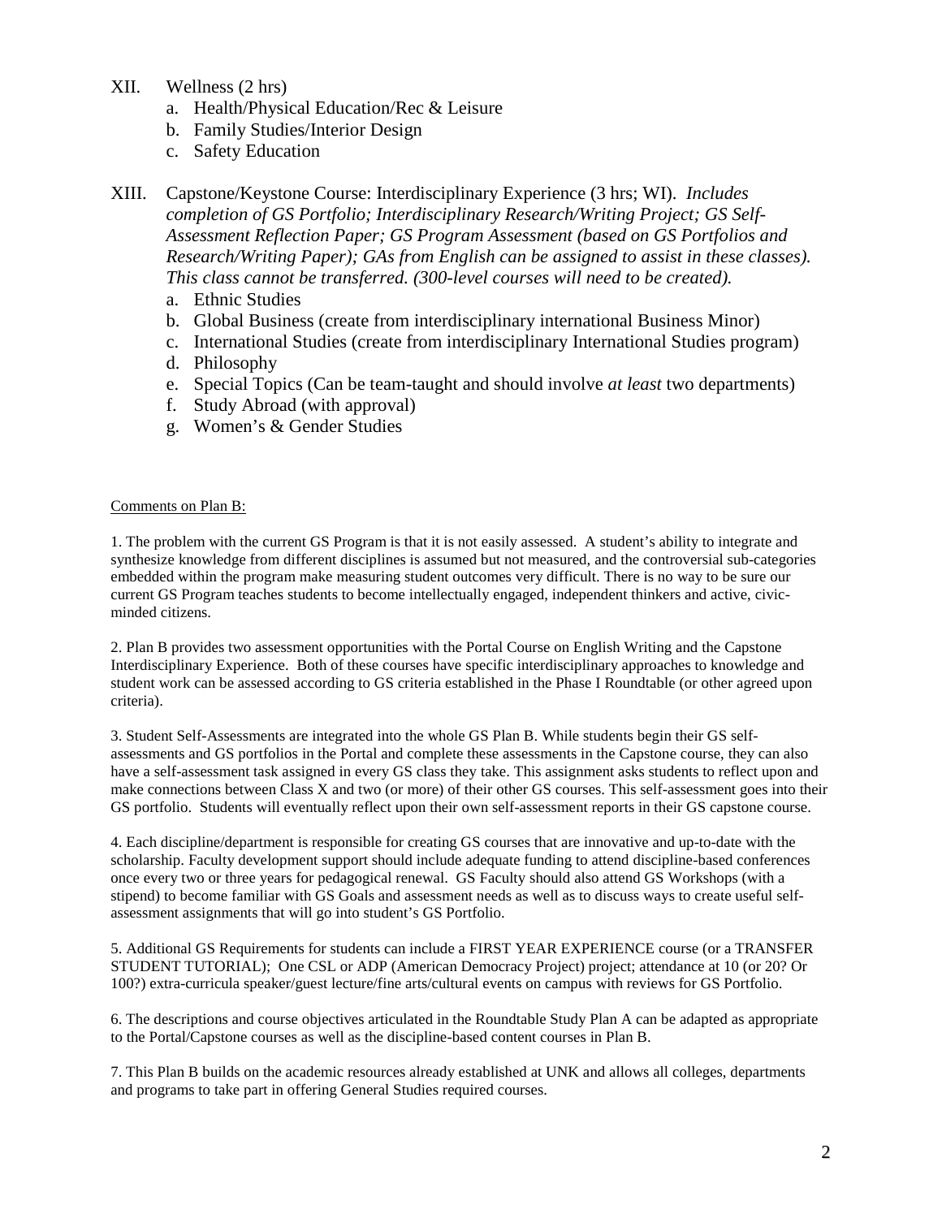XII. Wellness (2 hrs)
   a. Health/Physical Education/Rec & Leisure
   b. Family Studies/Interior Design
   c. Safety Education

XIII. Capstone/Keystone Course: Interdisciplinary Experience (3 hrs; WI). *Includes completion of GS Portfolio; Interdisciplinary Research/Writing Project; GS Self-Assessment Reflection Paper; GS Program Assessment (based on GS Portfolios and Research/Writing Paper); GAs from English can be assigned to assist in these classes). This class cannot be transferred. (300-level courses will need to be created).*
   a. Ethnic Studies
   b. Global Business (create from interdisciplinary international Business Minor)
   c. International Studies (create from interdisciplinary International Studies program)
   d. Philosophy
   e. Special Topics (Can be team-taught and should involve *at least* two departments)
   f. Study Abroad (with approval)
   g. Women's & Gender Studies

<u>Comments on Plan B:</u>

1. The problem with the current GS Program is that it is not easily assessed. A student's ability to integrate and synthesize knowledge from different disciplines is assumed but not measured, and the controversial sub-categories embedded within the program make measuring student outcomes very difficult. There is no way to be sure our current GS Program teaches students to become intellectually engaged, independent thinkers and active, civic-minded citizens.

2. Plan B provides two assessment opportunities with the Portal Course on English Writing and the Capstone Interdisciplinary Experience. Both of these courses have specific interdisciplinary approaches to knowledge and student work can be assessed according to GS criteria established in the Phase I Roundtable (or other agreed upon criteria).

3. Student Self-Assessments are integrated into the whole GS Plan B. While students begin their GS self-assessments and GS portfolios in the Portal and complete these assessments in the Capstone course, they can also have a self-assessment task assigned in every GS class they take. This assignment asks students to reflect upon and make connections between Class X and two (or more) of their other GS courses. This self-assessment goes into their GS portfolio. Students will eventually reflect upon their own self-assessment reports in their GS capstone course.

4. Each discipline/department is responsible for creating GS courses that are innovative and up-to-date with the scholarship. Faculty development support should include adequate funding to attend discipline-based conferences once every two or three years for pedagogical renewal. GS Faculty should also attend GS Workshops (with a stipend) to become familiar with GS Goals and assessment needs as well as to discuss ways to create useful self-assessment assignments that will go into student's GS Portfolio.

5. Additional GS Requirements for students can include a FIRST YEAR EXPERIENCE course (or a TRANSFER STUDENT TUTORIAL); One CSL or ADP (American Democracy Project) project; attendance at 10 (or 20? Or 100?) extra-curricula speaker/guest lecture/fine arts/cultural events on campus with reviews for GS Portfolio.

6. The descriptions and course objectives articulated in the Roundtable Study Plan A can be adapted as appropriate to the Portal/Capstone courses as well as the discipline-based content courses in Plan B.

7. This Plan B builds on the academic resources already established at UNK and allows all colleges, departments and programs to take part in offering General Studies required courses.